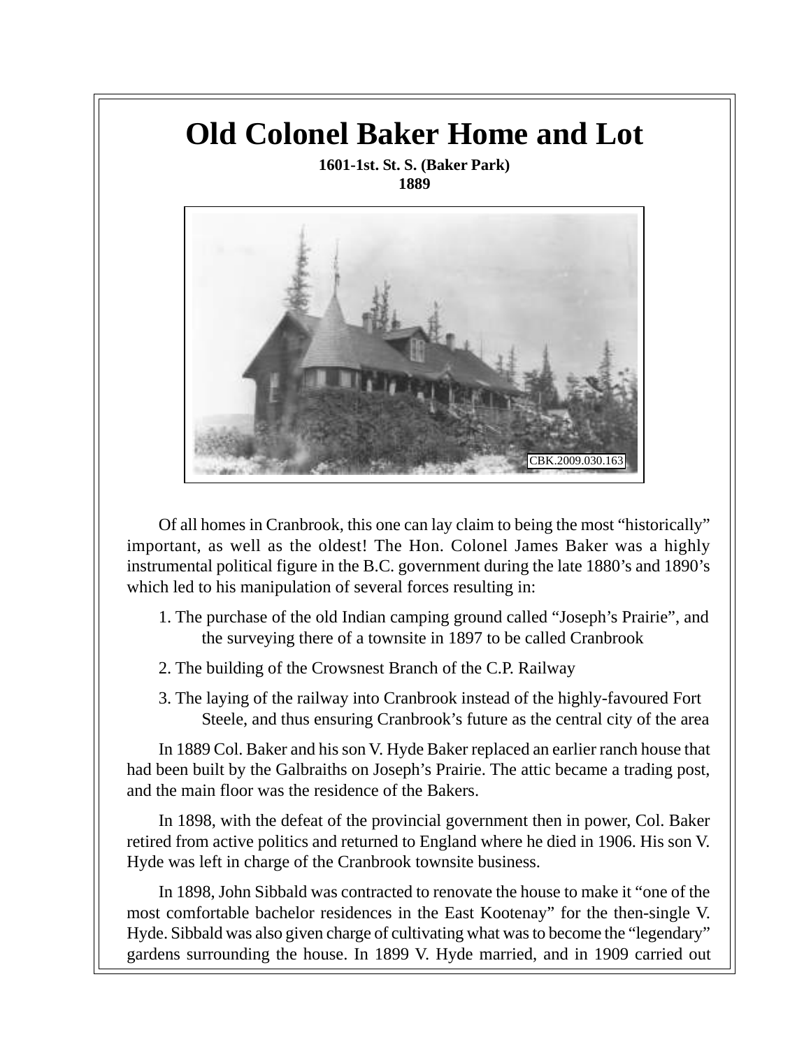# Old Colonel Baker Home and Lot

**1601-1st. St. S. (Baker Park)**
**1889**

CBK.2009.030.163

Of all homes in Cranbrook, this one can lay claim to being the most "historically" important, as well as the oldest! The Hon. Colonel James Baker was a highly instrumental political figure in the B.C. government during the late 1880's and 1890's which led to his manipulation of several forces resulting in:

1. The purchase of the old Indian camping ground called "Joseph's Prairie", and the surveying there of a townsite in 1897 to be called Cranbrook
2. The building of the Crowsnest Branch of the C.P. Railway
3. The laying of the railway into Cranbrook instead of the highly-favoured Fort Steele, and thus ensuring Cranbrook's future as the central city of the area

In 1889 Col. Baker and his son V. Hyde Baker replaced an earlier ranch house that had been built by the Galbraiths on Joseph's Prairie. The attic became a trading post, and the main floor was the residence of the Bakers.

In 1898, with the defeat of the provincial government then in power, Col. Baker retired from active politics and returned to England where he died in 1906. His son V. Hyde was left in charge of the Cranbrook townsite business.

In 1898, John Sibbald was contracted to renovate the house to make it "one of the most comfortable bachelor residences in the East Kootenay" for the then-single V. Hyde. Sibbald was also given charge of cultivating what was to become the "legendary" gardens surrounding the house. In 1899 V. Hyde married, and in 1909 carried out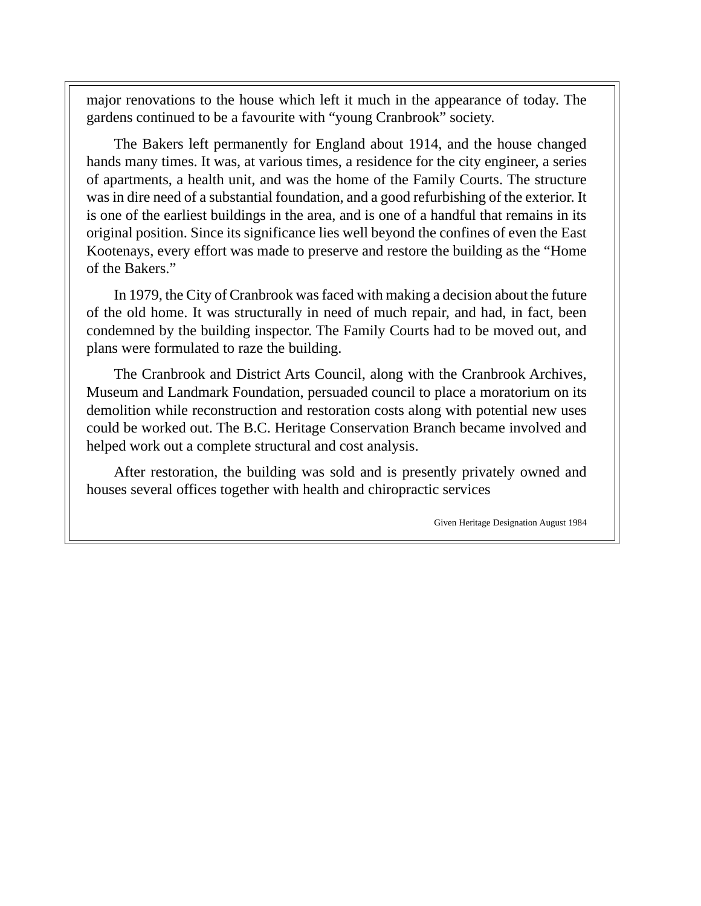major renovations to the house which left it much in the appearance of today. The gardens continued to be a favourite with "young Cranbrook" society.

The Bakers left permanently for England about 1914, and the house changed hands many times. It was, at various times, a residence for the city engineer, a series of apartments, a health unit, and was the home of the Family Courts. The structure was in dire need of a substantial foundation, and a good refurbishing of the exterior. It is one of the earliest buildings in the area, and is one of a handful that remains in its original position. Since its significance lies well beyond the confines of even the East Kootenays, every effort was made to preserve and restore the building as the "Home of the Bakers."

In 1979, the City of Cranbrook was faced with making a decision about the future of the old home. It was structurally in need of much repair, and had, in fact, been condemned by the building inspector. The Family Courts had to be moved out, and plans were formulated to raze the building.

The Cranbrook and District Arts Council, along with the Cranbrook Archives, Museum and Landmark Foundation, persuaded council to place a moratorium on its demolition while reconstruction and restoration costs along with potential new uses could be worked out. The B.C. Heritage Conservation Branch became involved and helped work out a complete structural and cost analysis.

After restoration, the building was sold and is presently privately owned and houses several offices together with health and chiropractic services

Given Heritage Designation August 1984